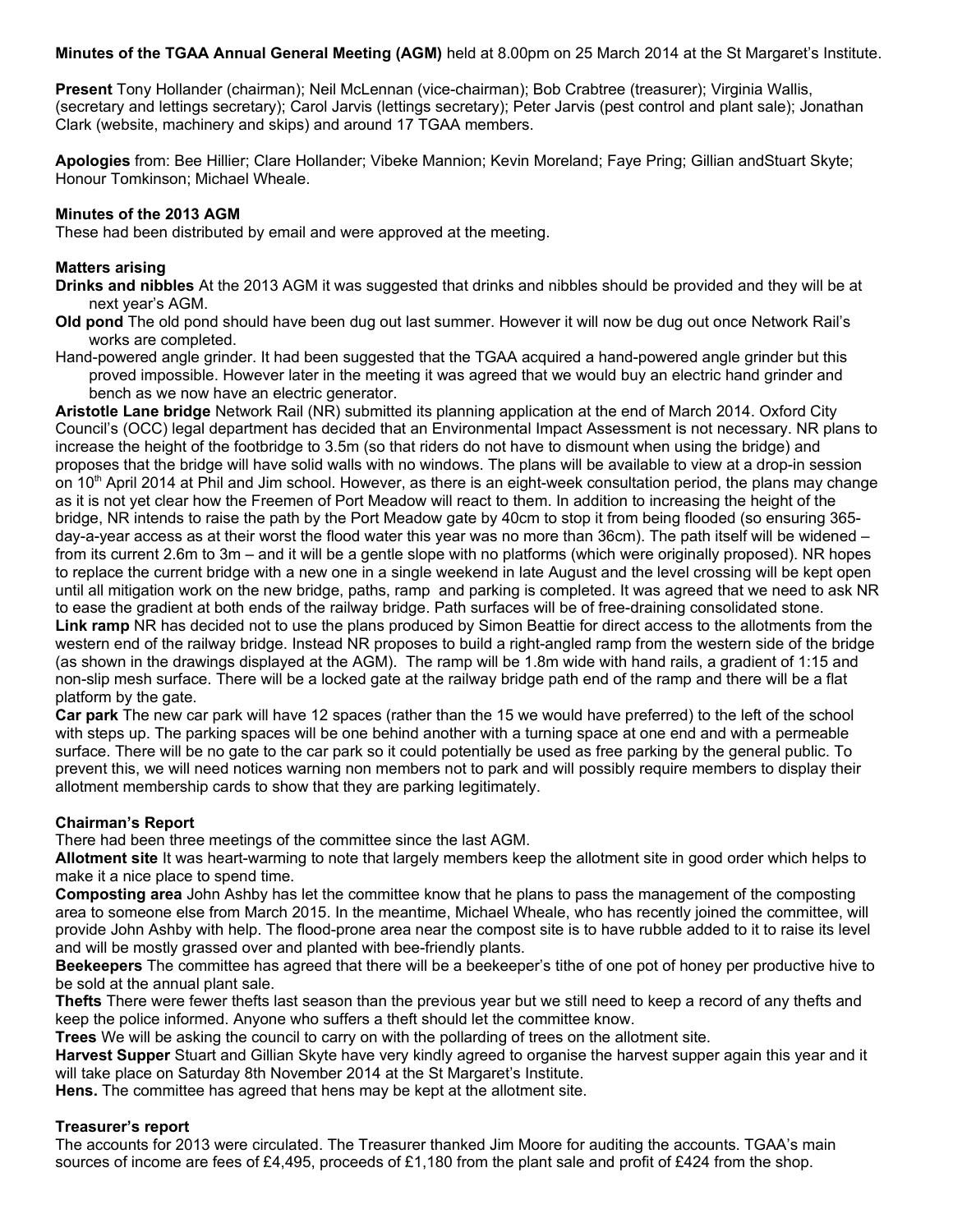**Minutes of the TGAA Annual General Meeting (AGM)** held at 8.00pm on 25 March 2014 at the St Margaret's Institute.

**Present** Tony Hollander (chairman); Neil McLennan (vice-chairman); Bob Crabtree (treasurer); Virginia Wallis, (secretary and lettings secretary); Carol Jarvis (lettings secretary); Peter Jarvis (pest control and plant sale); Jonathan Clark (website, machinery and skips) and around 17 TGAA members.

**Apologies** from: Bee Hillier; Clare Hollander; Vibeke Mannion; Kevin Moreland; Faye Pring; Gillian andStuart Skyte; Honour Tomkinson; Michael Wheale.

**Minutes of the 2013 AGM**

These had been distributed by email and were approved at the meeting.

**Matters arising**

**Drinks and nibbles** At the 2013 AGM it was suggested that drinks and nibbles should be provided and they will be at next year's AGM.

**Old pond** The old pond should have been dug out last summer. However it will now be dug out once Network Rail's works are completed.

Hand-powered angle grinder. It had been suggested that the TGAA acquired a hand-powered angle grinder but this proved impossible. However later in the meeting it was agreed that we would buy an electric hand grinder and bench as we now have an electric generator.

**Aristotle Lane bridge** Network Rail (NR) submitted its planning application at the end of March 2014. Oxford City Council's (OCC) legal department has decided that an Environmental Impact Assessment is not necessary. NR plans to increase the height of the footbridge to 3.5m (so that riders do not have to dismount when using the bridge) and proposes that the bridge will have solid walls with no windows. The plans will be available to view at a drop-in session on 10th April 2014 at Phil and Jim school. However, as there is an eight-week consultation period, the plans may change as it is not yet clear how the Freemen of Port Meadow will react to them. In addition to increasing the height of the bridge, NR intends to raise the path by the Port Meadow gate by 40cm to stop it from being flooded (so ensuring 365-day-a-year access as at their worst the flood water this year was no more than 36cm). The path itself will be widened – from its current 2.6m to 3m – and it will be a gentle slope with no platforms (which were originally proposed). NR hopes to replace the current bridge with a new one in a single weekend in late August and the level crossing will be kept open until all mitigation work on the new bridge, paths, ramp and parking is completed. It was agreed that we need to ask NR to ease the gradient at both ends of the railway bridge. Path surfaces will be of free-draining consolidated stone.

**Link ramp** NR has decided not to use the plans produced by Simon Beattie for direct access to the allotments from the western end of the railway bridge. Instead NR proposes to build a right-angled ramp from the western side of the bridge (as shown in the drawings displayed at the AGM). The ramp will be 1.8m wide with hand rails, a gradient of 1:15 and non-slip mesh surface. There will be a locked gate at the railway bridge path end of the ramp and there will be a flat platform by the gate.

**Car park** The new car park will have 12 spaces (rather than the 15 we would have preferred) to the left of the school with steps up. The parking spaces will be one behind another with a turning space at one end and with a permeable surface. There will be no gate to the car park so it could potentially be used as free parking by the general public. To prevent this, we will need notices warning non members not to park and will possibly require members to display their allotment membership cards to show that they are parking legitimately.

**Chairman's Report**

There had been three meetings of the committee since the last AGM.

**Allotment site** It was heart-warming to note that largely members keep the allotment site in good order which helps to make it a nice place to spend time.

**Composting area** John Ashby has let the committee know that he plans to pass the management of the composting area to someone else from March 2015. In the meantime, Michael Wheale, who has recently joined the committee, will provide John Ashby with help. The flood-prone area near the compost site is to have rubble added to it to raise its level and will be mostly grassed over and planted with bee-friendly plants.

**Beekeepers** The committee has agreed that there will be a beekeeper's tithe of one pot of honey per productive hive to be sold at the annual plant sale.

**Thefts** There were fewer thefts last season than the previous year but we still need to keep a record of any thefts and keep the police informed. Anyone who suffers a theft should let the committee know.

**Trees** We will be asking the council to carry on with the pollarding of trees on the allotment site.

**Harvest Supper** Stuart and Gillian Skyte have very kindly agreed to organise the harvest supper again this year and it will take place on Saturday 8th November 2014 at the St Margaret's Institute.

**Hens.** The committee has agreed that hens may be kept at the allotment site.

**Treasurer's report**

The accounts for 2013 were circulated. The Treasurer thanked Jim Moore for auditing the accounts. TGAA's main sources of income are fees of £4,495, proceeds of £1,180 from the plant sale and profit of £424 from the shop.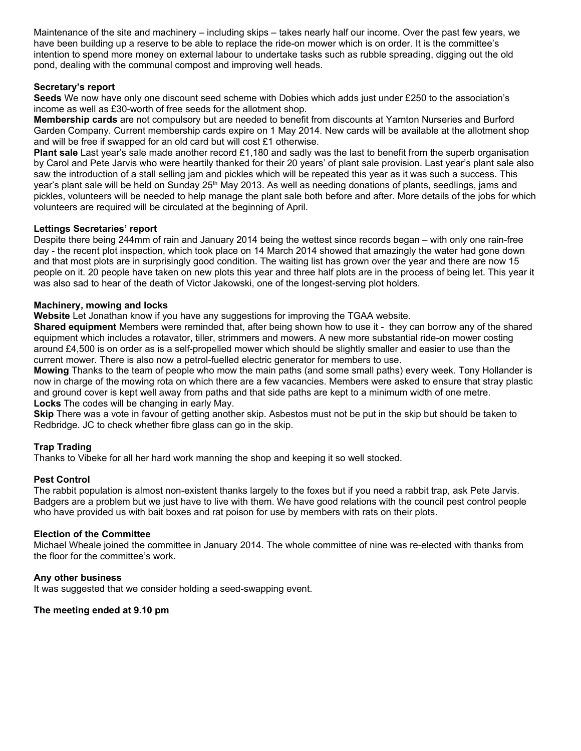Maintenance of the site and machinery – including skips – takes nearly half our income. Over the past few years, we have been building up a reserve to be able to replace the ride-on mower which is on order. It is the committee's intention to spend more money on external labour to undertake tasks such as rubble spreading, digging out the old pond, dealing with the communal compost and improving well heads.

**Secretary's report**

**Seeds** We now have only one discount seed scheme with Dobies which adds just under £250 to the association's income as well as £30-worth of free seeds for the allotment shop.

**Membership cards** are not compulsory but are needed to benefit from discounts at Yarnton Nurseries and Burford Garden Company. Current membership cards expire on 1 May 2014. New cards will be available at the allotment shop and will be free if swapped for an old card but will cost £1 otherwise.

**Plant sale** Last year's sale made another record £1,180 and sadly was the last to benefit from the superb organisation by Carol and Pete Jarvis who were heartily thanked for their 20 years' of plant sale provision. Last year's plant sale also saw the introduction of a stall selling jam and pickles which will be repeated this year as it was such a success. This year's plant sale will be held on Sunday 25th May 2013. As well as needing donations of plants, seedlings, jams and pickles, volunteers will be needed to help manage the plant sale both before and after. More details of the jobs for which volunteers are required will be circulated at the beginning of April.

**Lettings Secretaries' report**

Despite there being 244mm of rain and January 2014 being the wettest since records began – with only one rain-free day - the recent plot inspection, which took place on 14 March 2014 showed that amazingly the water had gone down and that most plots are in surprisingly good condition. The waiting list has grown over the year and there are now 15 people on it. 20 people have taken on new plots this year and three half plots are in the process of being let. This year it was also sad to hear of the death of Victor Jakowski, one of the longest-serving plot holders.

**Machinery, mowing and locks**

**Website** Let Jonathan know if you have any suggestions for improving the TGAA website.

**Shared equipment** Members were reminded that, after being shown how to use it - they can borrow any of the shared equipment which includes a rotavator, tiller, strimmers and mowers. A new more substantial ride-on mower costing around £4,500 is on order as is a self-propelled mower which should be slightly smaller and easier to use than the current mower. There is also now a petrol-fuelled electric generator for members to use.

**Mowing** Thanks to the team of people who mow the main paths (and some small paths) every week. Tony Hollander is now in charge of the mowing rota on which there are a few vacancies. Members were asked to ensure that stray plastic and ground cover is kept well away from paths and that side paths are kept to a minimum width of one metre.

**Locks** The codes will be changing in early May.

**Skip** There was a vote in favour of getting another skip. Asbestos must not be put in the skip but should be taken to Redbridge. JC to check whether fibre glass can go in the skip.

**Trap Trading**

Thanks to Vibeke for all her hard work manning the shop and keeping it so well stocked.

**Pest Control**

The rabbit population is almost non-existent thanks largely to the foxes but if you need a rabbit trap, ask Pete Jarvis. Badgers are a problem but we just have to live with them. We have good relations with the council pest control people who have provided us with bait boxes and rat poison for use by members with rats on their plots.

**Election of the Committee**

Michael Wheale joined the committee in January 2014. The whole committee of nine was re-elected with thanks from the floor for the committee's work.

**Any other business**

It was suggested that we consider holding a seed-swapping event.

**The meeting ended at 9.10 pm**